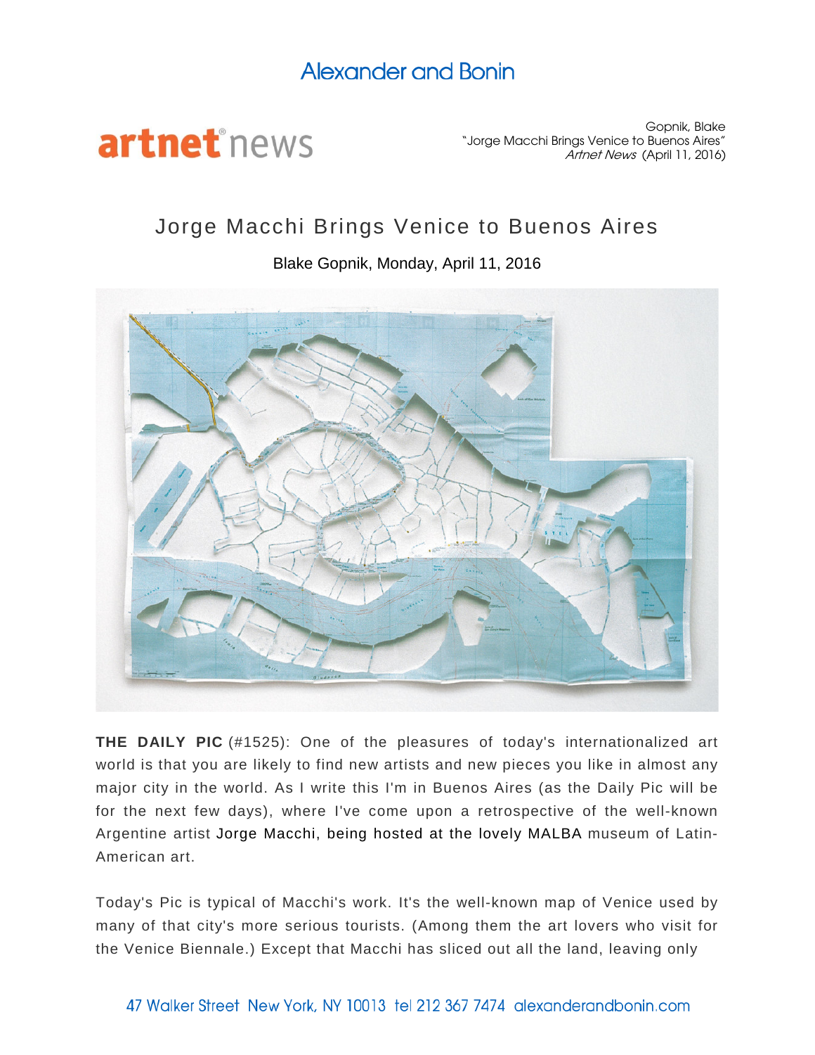Alexander and Bonin

artnet news

Gopnik, Blake
"Jorge Macchi Brings Venice to Buenos Aires"
*Artnet News* (April 11, 2016)

# Jorge Macchi Brings Venice to Buenos Aires

Blake Gopnik, Monday, April 11, 2016

**THE DAILY PIC** (#1525): One of the pleasures of today's internationalized art world is that you are likely to find new artists and new pieces you like in almost any major city in the world. As I write this I'm in Buenos Aires (as the Daily Pic will be for the next few days), where I've come upon a retrospective of the well-known Argentine artist Jorge Macchi, being hosted at the lovely MALBA museum of Latin-American art.

Today's Pic is typical of Macchi's work. It's the well-known map of Venice used by many of that city's more serious tourists. (Among them the art lovers who visit for the Venice Biennale.) Except that Macchi has sliced out all the land, leaving only

47 Walker Street New York, NY 10013 tel 212 367 7474 alexanderandbonin.com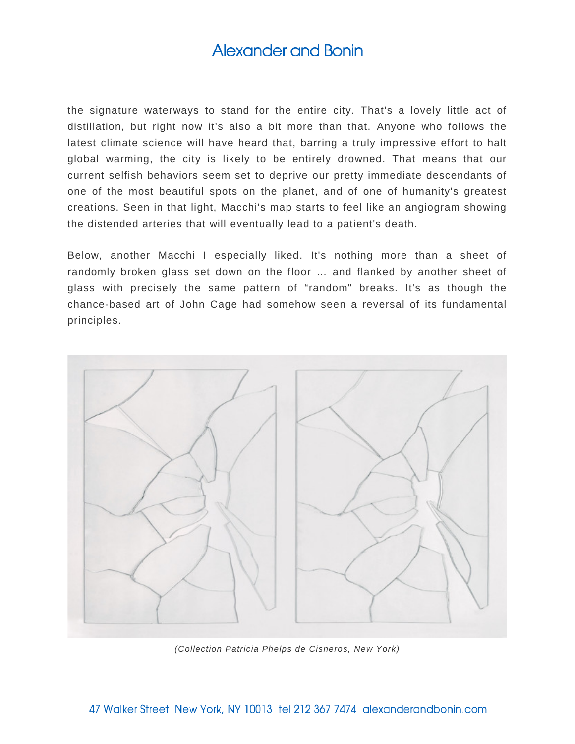the signature waterways to stand for the entire city. That's a lovely little act of distillation, but right now it's also a bit more than that. Anyone who follows the latest climate science will have heard that, barring a truly impressive effort to halt global warming, the city is likely to be entirely drowned. That means that our current selfish behaviors seem set to deprive our pretty immediate descendants of one of the most beautiful spots on the planet, and of one of humanity's greatest creations. Seen in that light, Macchi's map starts to feel like an angiogram showing the distended arteries that will eventually lead to a patient's death.

Below, another Macchi I especially liked. It's nothing more than a sheet of randomly broken glass set down on the floor ... and flanked by another sheet of glass with precisely the same pattern of “random" breaks. It's as though the chance-based art of John Cage had somehow seen a reversal of its fundamental principles.

*(Collection Patricia Phelps de Cisneros, New York)*